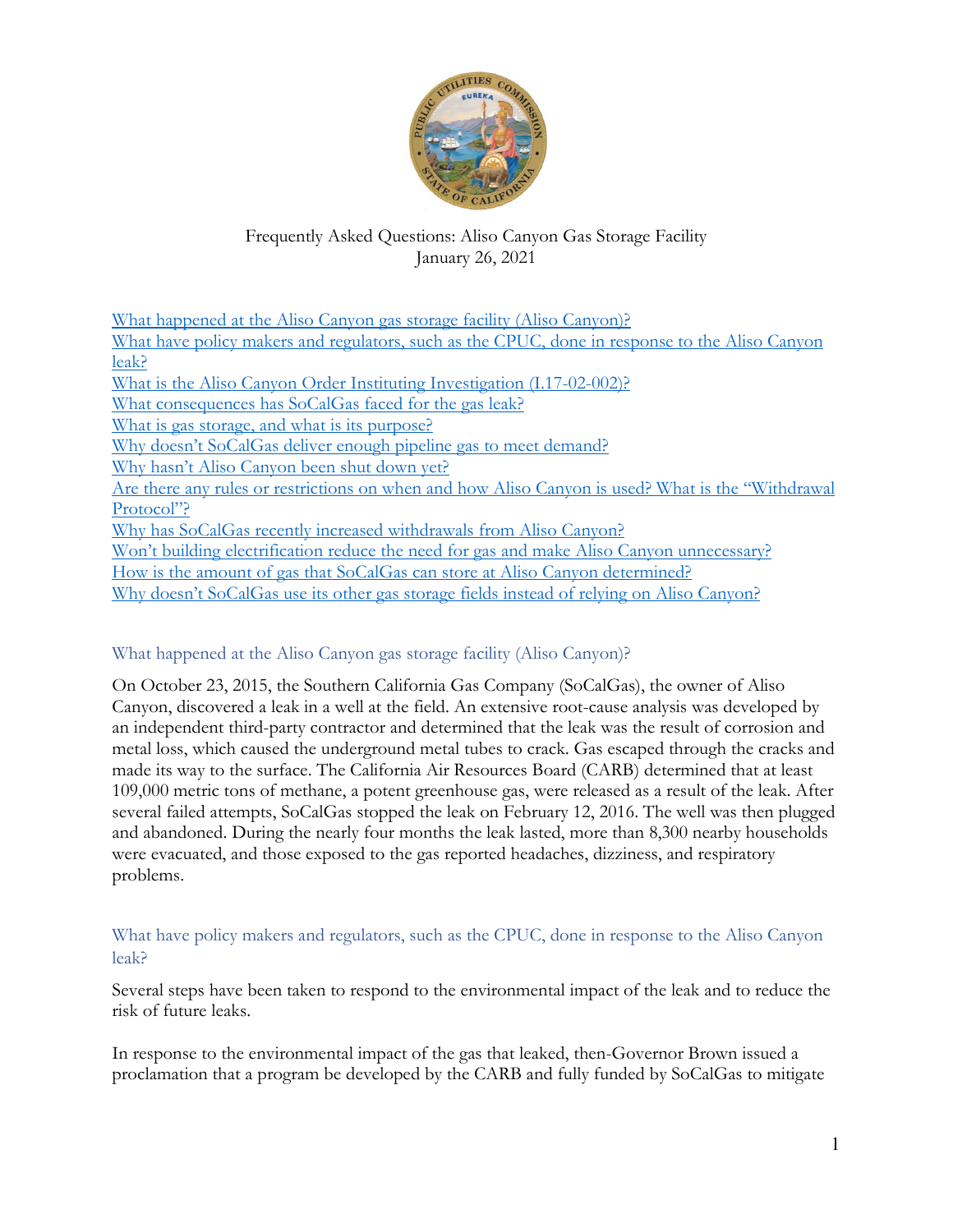Frequently Asked Questions: Aliso Canyon Gas Storage Facility
January 26, 2021

[What happened at the Aliso Canyon gas storage facility (Aliso Canyon)?](#)
[What have policy makers and regulators, such as the CPUC, done in response to the Aliso Canyon leak?](#)
[What is the Aliso Canyon Order Instituting Investigation (I.17-02-002)?](#)
[What consequences has SoCalGas faced for the gas leak?](#)
[What is gas storage, and what is its purpose?](#)
[Why doesn't SoCalGas deliver enough pipeline gas to meet demand?](#)
[Why hasn't Aliso Canyon been shut down yet?](#)
[Are there any rules or restrictions on when and how Aliso Canyon is used? What is the "Withdrawal Protocol"?](#)
[Why has SoCalGas recently increased withdrawals from Aliso Canyon?](#)
[Won't building electrification reduce the need for gas and make Aliso Canyon unnecessary?](#)
[How is the amount of gas that SoCalGas can store at Aliso Canyon determined?](#)
[Why doesn't SoCalGas use its other gas storage fields instead of relying on Aliso Canyon?](#)

## What happened at the Aliso Canyon gas storage facility (Aliso Canyon)?

On October 23, 2015, the Southern California Gas Company (SoCalGas), the owner of Aliso Canyon, discovered a leak in a well at the field. An extensive root-cause analysis was developed by an independent third-party contractor and determined that the leak was the result of corrosion and metal loss, which caused the underground metal tubes to crack. Gas escaped through the cracks and made its way to the surface. The California Air Resources Board (CARB) determined that at least 109,000 metric tons of methane, a potent greenhouse gas, were released as a result of the leak. After several failed attempts, SoCalGas stopped the leak on February 12, 2016. The well was then plugged and abandoned. During the nearly four months the leak lasted, more than 8,300 nearby households were evacuated, and those exposed to the gas reported headaches, dizziness, and respiratory problems.

## What have policy makers and regulators, such as the CPUC, done in response to the Aliso Canyon leak?

Several steps have been taken to respond to the environmental impact of the leak and to reduce the risk of future leaks.

In response to the environmental impact of the gas that leaked, then-Governor Brown issued a proclamation that a program be developed by the CARB and fully funded by SoCalGas to mitigate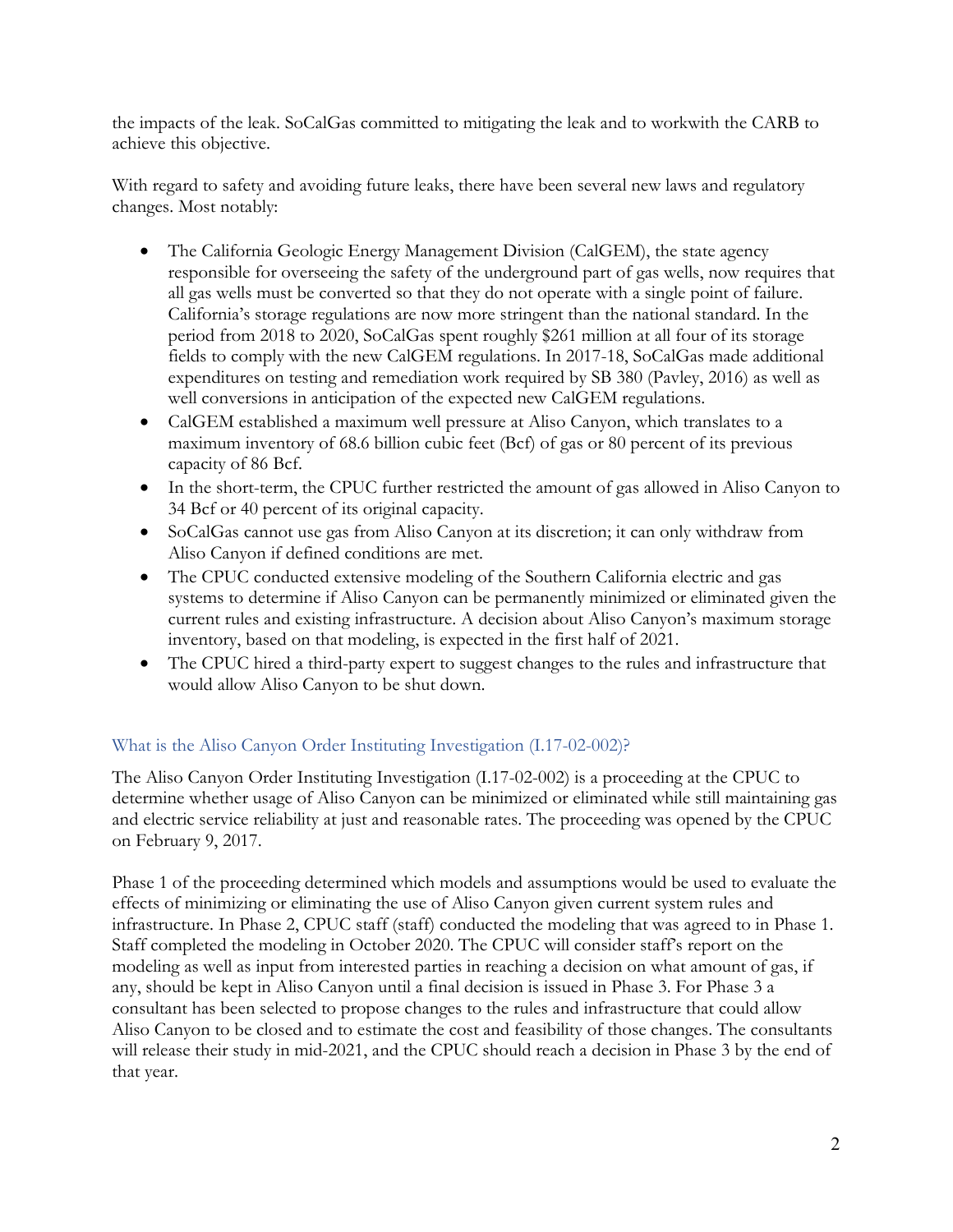the impacts of the leak. SoCalGas committed to mitigating the leak and to workwith the CARB to achieve this objective.

With regard to safety and avoiding future leaks, there have been several new laws and regulatory changes. Most notably:

- The California Geologic Energy Management Division (CalGEM), the state agency responsible for overseeing the safety of the underground part of gas wells, now requires that all gas wells must be converted so that they do not operate with a single point of failure. California's storage regulations are now more stringent than the national standard. In the period from 2018 to 2020, SoCalGas spent roughly $261 million at all four of its storage fields to comply with the new CalGEM regulations. In 2017-18, SoCalGas made additional expenditures on testing and remediation work required by SB 380 (Pavley, 2016) as well as well conversions in anticipation of the expected new CalGEM regulations.
- CalGEM established a maximum well pressure at Aliso Canyon, which translates to a maximum inventory of 68.6 billion cubic feet (Bcf) of gas or 80 percent of its previous capacity of 86 Bcf.
- In the short-term, the CPUC further restricted the amount of gas allowed in Aliso Canyon to 34 Bcf or 40 percent of its original capacity.
- SoCalGas cannot use gas from Aliso Canyon at its discretion; it can only withdraw from Aliso Canyon if defined conditions are met.
- The CPUC conducted extensive modeling of the Southern California electric and gas systems to determine if Aliso Canyon can be permanently minimized or eliminated given the current rules and existing infrastructure. A decision about Aliso Canyon's maximum storage inventory, based on that modeling, is expected in the first half of 2021.
- The CPUC hired a third-party expert to suggest changes to the rules and infrastructure that would allow Aliso Canyon to be shut down.

## What is the Aliso Canyon Order Instituting Investigation (I.17-02-002)?

The Aliso Canyon Order Instituting Investigation (I.17-02-002) is a proceeding at the CPUC to determine whether usage of Aliso Canyon can be minimized or eliminated while still maintaining gas and electric service reliability at just and reasonable rates. The proceeding was opened by the CPUC on February 9, 2017.

Phase 1 of the proceeding determined which models and assumptions would be used to evaluate the effects of minimizing or eliminating the use of Aliso Canyon given current system rules and infrastructure. In Phase 2, CPUC staff (staff) conducted the modeling that was agreed to in Phase 1. Staff completed the modeling in October 2020. The CPUC will consider staff's report on the modeling as well as input from interested parties in reaching a decision on what amount of gas, if any, should be kept in Aliso Canyon until a final decision is issued in Phase 3. For Phase 3 a consultant has been selected to propose changes to the rules and infrastructure that could allow Aliso Canyon to be closed and to estimate the cost and feasibility of those changes. The consultants will release their study in mid-2021, and the CPUC should reach a decision in Phase 3 by the end of that year.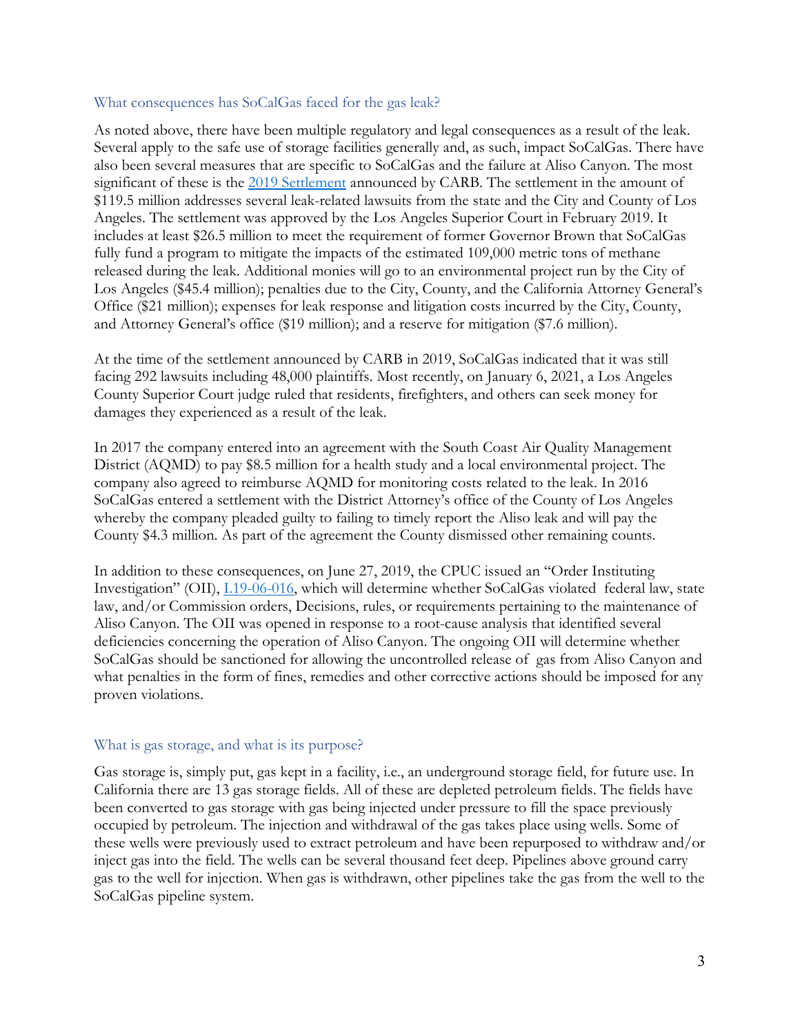## What consequences has SoCalGas faced for the gas leak?

As noted above, there have been multiple regulatory and legal consequences as a result of the leak. Several apply to the safe use of storage facilities generally and, as such, impact SoCalGas. There have also been several measures that are specific to SoCalGas and the failure at Aliso Canyon. The most significant of these is the [2019 Settlement](#) announced by CARB. The settlement in the amount of $119.5 million addresses several leak-related lawsuits from the state and the City and County of Los Angeles. The settlement was approved by the Los Angeles Superior Court in February 2019. It includes at least $26.5 million to meet the requirement of former Governor Brown that SoCalGas fully fund a program to mitigate the impacts of the estimated 109,000 metric tons of methane released during the leak. Additional monies will go to an environmental project run by the City of Los Angeles ($45.4 million); penalties due to the City, County, and the California Attorney General's Office ($21 million); expenses for leak response and litigation costs incurred by the City, County, and Attorney General's office ($19 million); and a reserve for mitigation ($7.6 million).

At the time of the settlement announced by CARB in 2019, SoCalGas indicated that it was still facing 292 lawsuits including 48,000 plaintiffs. Most recently, on January 6, 2021, a Los Angeles County Superior Court judge ruled that residents, firefighters, and others can seek money for damages they experienced as a result of the leak.

In 2017 the company entered into an agreement with the South Coast Air Quality Management District (AQMD) to pay $8.5 million for a health study and a local environmental project. The company also agreed to reimburse AQMD for monitoring costs related to the leak. In 2016 SoCalGas entered a settlement with the District Attorney's office of the County of Los Angeles whereby the company pleaded guilty to failing to timely report the Aliso leak and will pay the County $4.3 million. As part of the agreement the County dismissed other remaining counts.

In addition to these consequences, on June 27, 2019, the CPUC issued an "Order Instituting Investigation" (OII), [I.19-06-016](#), which will determine whether SoCalGas violated federal law, state law, and/or Commission orders, Decisions, rules, or requirements pertaining to the maintenance of Aliso Canyon. The OII was opened in response to a root-cause analysis that identified several deficiencies concerning the operation of Aliso Canyon. The ongoing OII will determine whether SoCalGas should be sanctioned for allowing the uncontrolled release of gas from Aliso Canyon and what penalties in the form of fines, remedies and other corrective actions should be imposed for any proven violations.

## What is gas storage, and what is its purpose?

Gas storage is, simply put, gas kept in a facility, i.e., an underground storage field, for future use. In California there are 13 gas storage fields. All of these are depleted petroleum fields. The fields have been converted to gas storage with gas being injected under pressure to fill the space previously occupied by petroleum. The injection and withdrawal of the gas takes place using wells. Some of these wells were previously used to extract petroleum and have been repurposed to withdraw and/or inject gas into the field. The wells can be several thousand feet deep. Pipelines above ground carry gas to the well for injection. When gas is withdrawn, other pipelines take the gas from the well to the SoCalGas pipeline system.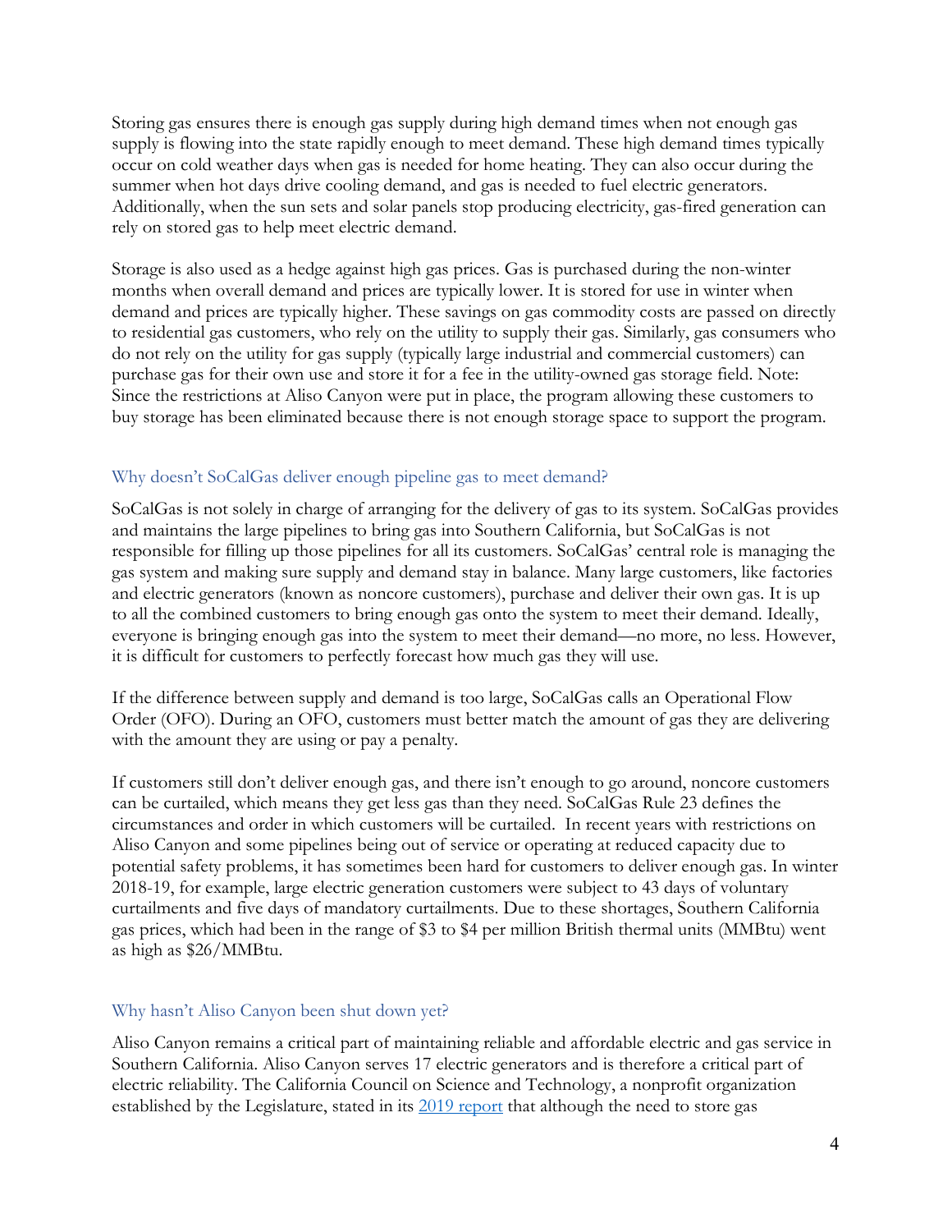Storing gas ensures there is enough gas supply during high demand times when not enough gas supply is flowing into the state rapidly enough to meet demand. These high demand times typically occur on cold weather days when gas is needed for home heating. They can also occur during the summer when hot days drive cooling demand, and gas is needed to fuel electric generators. Additionally, when the sun sets and solar panels stop producing electricity, gas-fired generation can rely on stored gas to help meet electric demand.

Storage is also used as a hedge against high gas prices. Gas is purchased during the non-winter months when overall demand and prices are typically lower. It is stored for use in winter when demand and prices are typically higher. These savings on gas commodity costs are passed on directly to residential gas customers, who rely on the utility to supply their gas. Similarly, gas consumers who do not rely on the utility for gas supply (typically large industrial and commercial customers) can purchase gas for their own use and store it for a fee in the utility-owned gas storage field. Note: Since the restrictions at Aliso Canyon were put in place, the program allowing these customers to buy storage has been eliminated because there is not enough storage space to support the program.

### Why doesn't SoCalGas deliver enough pipeline gas to meet demand?

SoCalGas is not solely in charge of arranging for the delivery of gas to its system. SoCalGas provides and maintains the large pipelines to bring gas into Southern California, but SoCalGas is not responsible for filling up those pipelines for all its customers. SoCalGas' central role is managing the gas system and making sure supply and demand stay in balance. Many large customers, like factories and electric generators (known as noncore customers), purchase and deliver their own gas. It is up to all the combined customers to bring enough gas onto the system to meet their demand. Ideally, everyone is bringing enough gas into the system to meet their demand—no more, no less. However, it is difficult for customers to perfectly forecast how much gas they will use.

If the difference between supply and demand is too large, SoCalGas calls an Operational Flow Order (OFO). During an OFO, customers must better match the amount of gas they are delivering with the amount they are using or pay a penalty.

If customers still don't deliver enough gas, and there isn't enough to go around, noncore customers can be curtailed, which means they get less gas than they need. SoCalGas Rule 23 defines the circumstances and order in which customers will be curtailed. In recent years with restrictions on Aliso Canyon and some pipelines being out of service or operating at reduced capacity due to potential safety problems, it has sometimes been hard for customers to deliver enough gas. In winter 2018-19, for example, large electric generation customers were subject to 43 days of voluntary curtailments and five days of mandatory curtailments. Due to these shortages, Southern California gas prices, which had been in the range of $3 to $4 per million British thermal units (MMBtu) went as high as $26/MMBtu.

### Why hasn't Aliso Canyon been shut down yet?

Aliso Canyon remains a critical part of maintaining reliable and affordable electric and gas service in Southern California. Aliso Canyon serves 17 electric generators and is therefore a critical part of electric reliability. The California Council on Science and Technology, a nonprofit organization established by the Legislature, stated in its [2019 report](2019 report) that although the need to store gas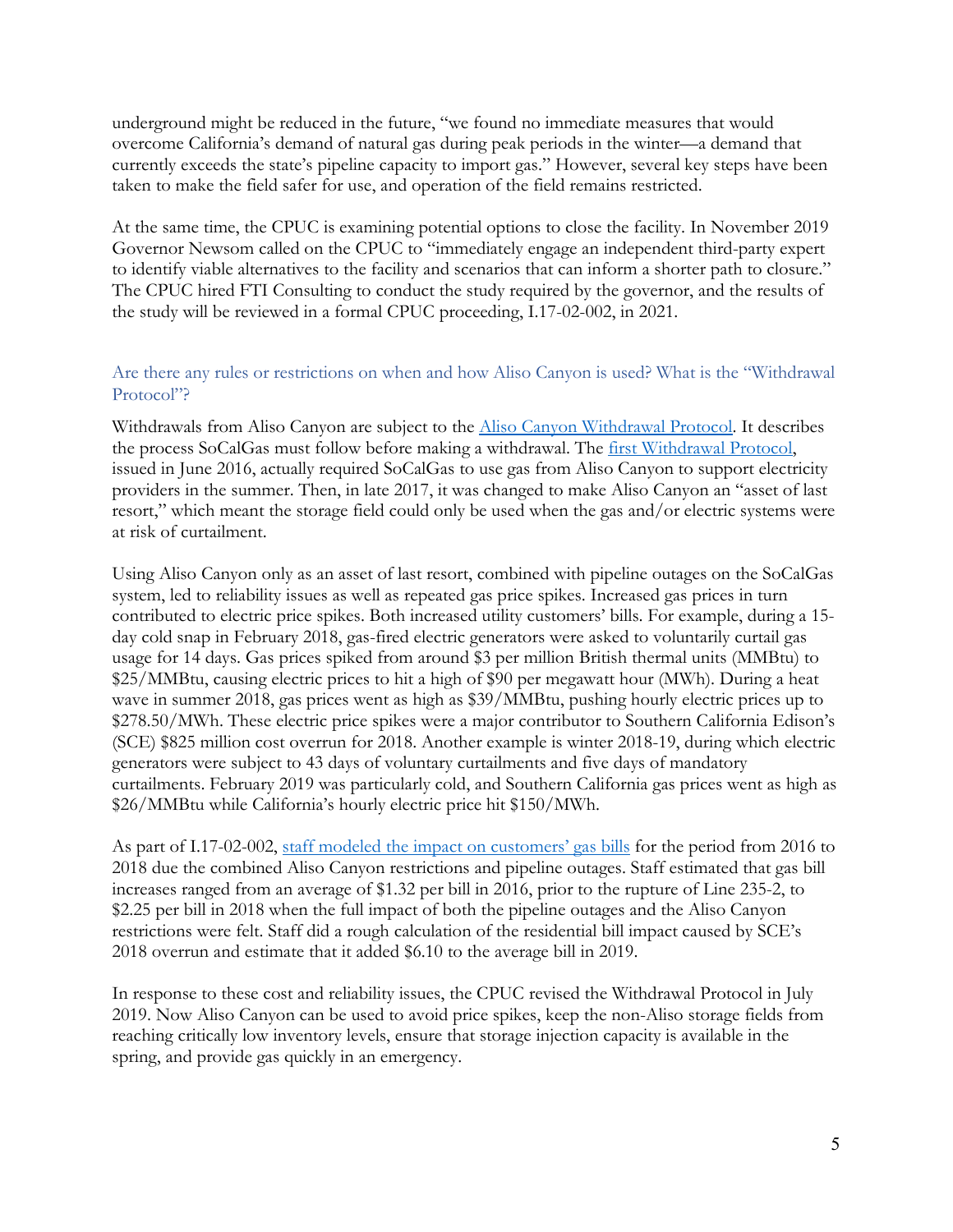underground might be reduced in the future, "we found no immediate measures that would overcome California's demand of natural gas during peak periods in the winter—a demand that currently exceeds the state's pipeline capacity to import gas." However, several key steps have been taken to make the field safer for use, and operation of the field remains restricted.

At the same time, the CPUC is examining potential options to close the facility. In November 2019 Governor Newsom called on the CPUC to "immediately engage an independent third-party expert to identify viable alternatives to the facility and scenarios that can inform a shorter path to closure." The CPUC hired FTI Consulting to conduct the study required by the governor, and the results of the study will be reviewed in a formal CPUC proceeding, I.17-02-002, in 2021.

### Are there any rules or restrictions on when and how Aliso Canyon is used? What is the "Withdrawal Protocol"?

Withdrawals from Aliso Canyon are subject to the Aliso Canyon Withdrawal Protocol. It describes the process SoCalGas must follow before making a withdrawal. The first Withdrawal Protocol, issued in June 2016, actually required SoCalGas to use gas from Aliso Canyon to support electricity providers in the summer. Then, in late 2017, it was changed to make Aliso Canyon an "asset of last resort," which meant the storage field could only be used when the gas and/or electric systems were at risk of curtailment.

Using Aliso Canyon only as an asset of last resort, combined with pipeline outages on the SoCalGas system, led to reliability issues as well as repeated gas price spikes. Increased gas prices in turn contributed to electric price spikes. Both increased utility customers' bills. For example, during a 15-day cold snap in February 2018, gas-fired electric generators were asked to voluntarily curtail gas usage for 14 days. Gas prices spiked from around $3 per million British thermal units (MMBtu) to $25/MMBtu, causing electric prices to hit a high of $90 per megawatt hour (MWh). During a heat wave in summer 2018, gas prices went as high as $39/MMBtu, pushing hourly electric prices up to $278.50/MWh. These electric price spikes were a major contributor to Southern California Edison's (SCE) $825 million cost overrun for 2018. Another example is winter 2018-19, during which electric generators were subject to 43 days of voluntary curtailments and five days of mandatory curtailments. February 2019 was particularly cold, and Southern California gas prices went as high as $26/MMBtu while California's hourly electric price hit $150/MWh.

As part of I.17-02-002, staff modeled the impact on customers' gas bills for the period from 2016 to 2018 due the combined Aliso Canyon restrictions and pipeline outages. Staff estimated that gas bill increases ranged from an average of $1.32 per bill in 2016, prior to the rupture of Line 235-2, to $2.25 per bill in 2018 when the full impact of both the pipeline outages and the Aliso Canyon restrictions were felt. Staff did a rough calculation of the residential bill impact caused by SCE's 2018 overrun and estimate that it added $6.10 to the average bill in 2019.

In response to these cost and reliability issues, the CPUC revised the Withdrawal Protocol in July 2019. Now Aliso Canyon can be used to avoid price spikes, keep the non-Aliso storage fields from reaching critically low inventory levels, ensure that storage injection capacity is available in the spring, and provide gas quickly in an emergency.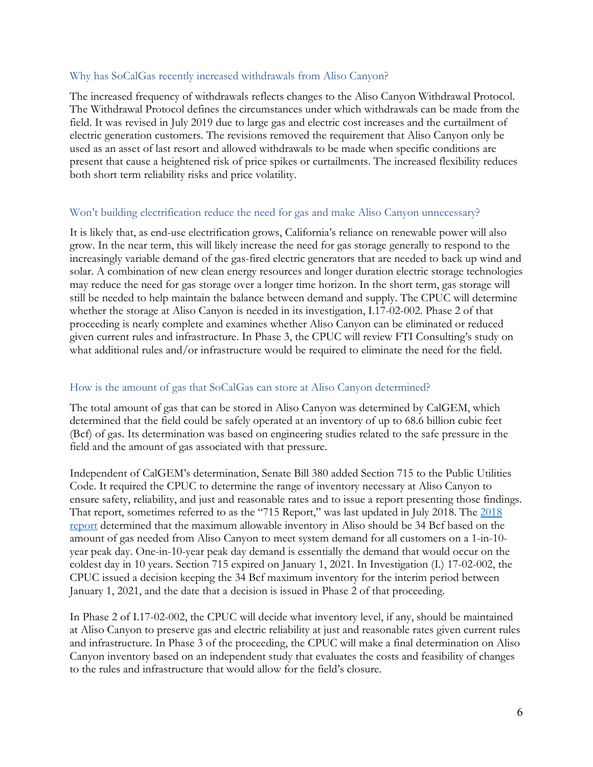### Why has SoCalGas recently increased withdrawals from Aliso Canyon?

The increased frequency of withdrawals reflects changes to the Aliso Canyon Withdrawal Protocol. The Withdrawal Protocol defines the circumstances under which withdrawals can be made from the field. It was revised in July 2019 due to large gas and electric cost increases and the curtailment of electric generation customers. The revisions removed the requirement that Aliso Canyon only be used as an asset of last resort and allowed withdrawals to be made when specific conditions are present that cause a heightened risk of price spikes or curtailments. The increased flexibility reduces both short term reliability risks and price volatility.

### Won't building electrification reduce the need for gas and make Aliso Canyon unnecessary?

It is likely that, as end-use electrification grows, California's reliance on renewable power will also grow. In the near term, this will likely increase the need for gas storage generally to respond to the increasingly variable demand of the gas-fired electric generators that are needed to back up wind and solar. A combination of new clean energy resources and longer duration electric storage technologies may reduce the need for gas storage over a longer time horizon. In the short term, gas storage will still be needed to help maintain the balance between demand and supply. The CPUC will determine whether the storage at Aliso Canyon is needed in its investigation, I.17-02-002. Phase 2 of that proceeding is nearly complete and examines whether Aliso Canyon can be eliminated or reduced given current rules and infrastructure. In Phase 3, the CPUC will review FTI Consulting's study on what additional rules and/or infrastructure would be required to eliminate the need for the field.

### How is the amount of gas that SoCalGas can store at Aliso Canyon determined?

The total amount of gas that can be stored in Aliso Canyon was determined by CalGEM, which determined that the field could be safely operated at an inventory of up to 68.6 billion cubic feet (Bcf) of gas. Its determination was based on engineering studies related to the safe pressure in the field and the amount of gas associated with that pressure.

Independent of CalGEM's determination, Senate Bill 380 added Section 715 to the Public Utilities Code. It required the CPUC to determine the range of inventory necessary at Aliso Canyon to ensure safety, reliability, and just and reasonable rates and to issue a report presenting those findings. That report, sometimes referred to as the "715 Report," was last updated in July 2018. The 2018 report determined that the maximum allowable inventory in Aliso should be 34 Bcf based on the amount of gas needed from Aliso Canyon to meet system demand for all customers on a 1-in-10-year peak day. One-in-10-year peak day demand is essentially the demand that would occur on the coldest day in 10 years. Section 715 expired on January 1, 2021. In Investigation (I.) 17-02-002, the CPUC issued a decision keeping the 34 Bcf maximum inventory for the interim period between January 1, 2021, and the date that a decision is issued in Phase 2 of that proceeding.

In Phase 2 of I.17-02-002, the CPUC will decide what inventory level, if any, should be maintained at Aliso Canyon to preserve gas and electric reliability at just and reasonable rates given current rules and infrastructure. In Phase 3 of the proceeding, the CPUC will make a final determination on Aliso Canyon inventory based on an independent study that evaluates the costs and feasibility of changes to the rules and infrastructure that would allow for the field's closure.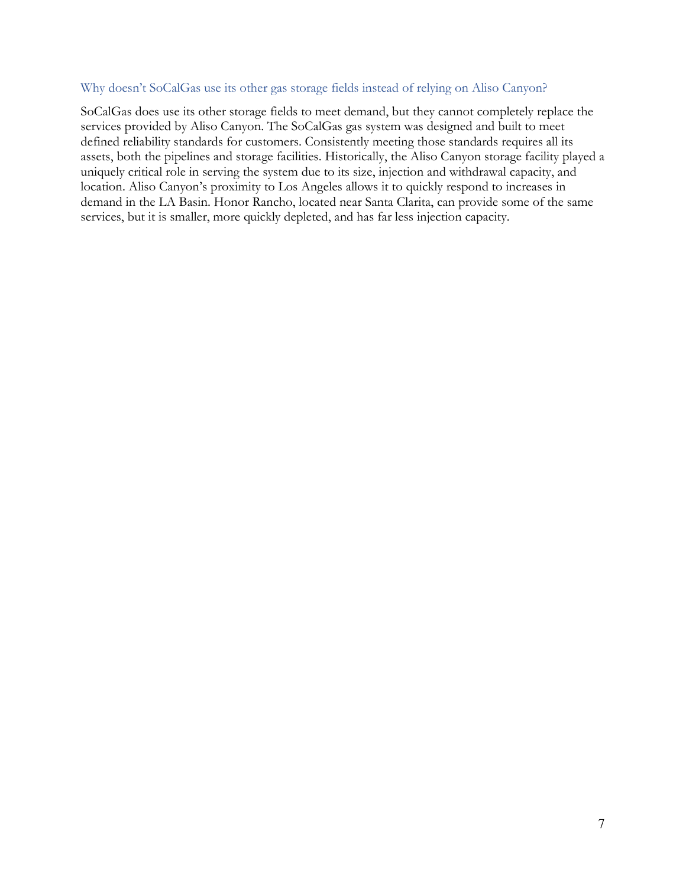### Why doesn't SoCalGas use its other gas storage fields instead of relying on Aliso Canyon?

SoCalGas does use its other storage fields to meet demand, but they cannot completely replace the services provided by Aliso Canyon. The SoCalGas gas system was designed and built to meet defined reliability standards for customers. Consistently meeting those standards requires all its assets, both the pipelines and storage facilities. Historically, the Aliso Canyon storage facility played a uniquely critical role in serving the system due to its size, injection and withdrawal capacity, and location. Aliso Canyon's proximity to Los Angeles allows it to quickly respond to increases in demand in the LA Basin. Honor Rancho, located near Santa Clarita, can provide some of the same services, but it is smaller, more quickly depleted, and has far less injection capacity.